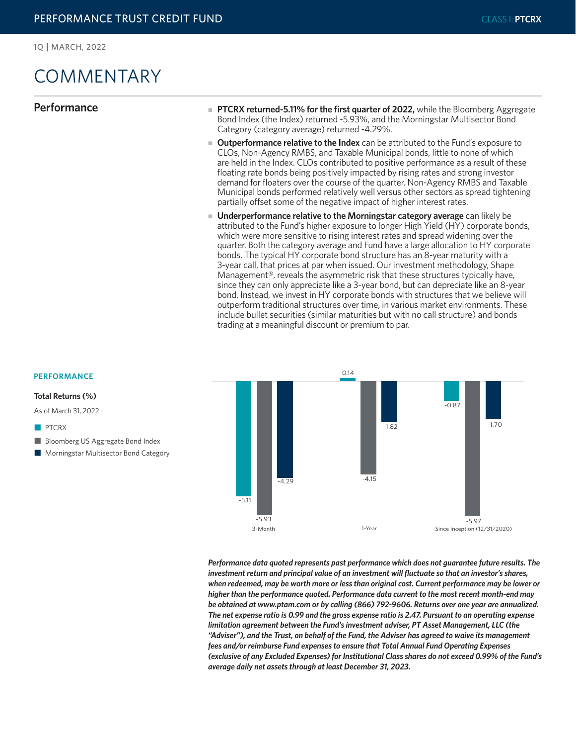PERFORMANCE TRUST CREDIT FUND — CLASS I: **PTCRX**

1Q | MARCH, 2022

# COMMENTARY

## Performance

- **PTCRX returned-5.11% for the first quarter of 2022,** while the Bloomberg Aggregate Bond Index (the Index) returned -5.93%, and the Morningstar Multisector Bond Category (category average) returned -4.29%.
- **Outperformance relative to the Index** can be attributed to the Fund's exposure to CLOs, Non-Agency RMBS, and Taxable Municipal bonds, little to none of which are held in the Index. CLOs contributed to positive performance as a result of these floating rate bonds being positively impacted by rising rates and strong investor demand for floaters over the course of the quarter. Non-Agency RMBS and Taxable Municipal bonds performed relatively well versus other sectors as spread tightening partially offset some of the negative impact of higher interest rates.
- **Underperformance relative to the Morningstar category average** can likely be attributed to the Fund's higher exposure to longer High Yield (HY) corporate bonds, which were more sensitive to rising interest rates and spread widening over the quarter. Both the category average and Fund have a large allocation to HY corporate bonds. The typical HY corporate bond structure has an 8-year maturity with a 3-year call, that prices at par when issued. Our investment methodology, Shape Management®, reveals the asymmetric risk that these structures typically have, since they can only appreciate like a 3-year bond, but can depreciate like an 8-year bond. Instead, we invest in HY corporate bonds with structures that we believe will outperform traditional structures over time, in various market environments. These include bullet securities (similar maturities but with no call structure) and bonds trading at a meaningful discount or premium to par.

### PERFORMANCE

**Total Returns (%)**

As of March 31, 2022

| | 3-Month | 1-Year | Since Inception (12/31/2020) |
|---|---|---|---|
| PTCRX | -5.11 | 0.14 | -0.87 |
| Bloomberg US Aggregate Bond Index | -5.93 | -4.15 | -5.97 |
| Morningstar Multisector Bond Category | -4.29 | -1.82 | -1.70 |

***Performance data quoted represents past performance which does not guarantee future results. The investment return and principal value of an investment will fluctuate so that an investor's shares, when redeemed, may be worth more or less than original cost. Current performance may be lower or higher than the performance quoted. Performance data current to the most recent month-end may be obtained at www.ptam.com or by calling (866) 792-9606. Returns over one year are annualized. The net expense ratio is 0.99 and the gross expense ratio is 2.47. Pursuant to an operating expense limitation agreement between the Fund's investment adviser, PT Asset Management, LLC (the "Adviser"), and the Trust, on behalf of the Fund, the Adviser has agreed to waive its management fees and/or reimburse Fund expenses to ensure that Total Annual Fund Operating Expenses (exclusive of any Excluded Expenses) for Institutional Class shares do not exceed 0.99% of the Fund's average daily net assets through at least December 31, 2023.***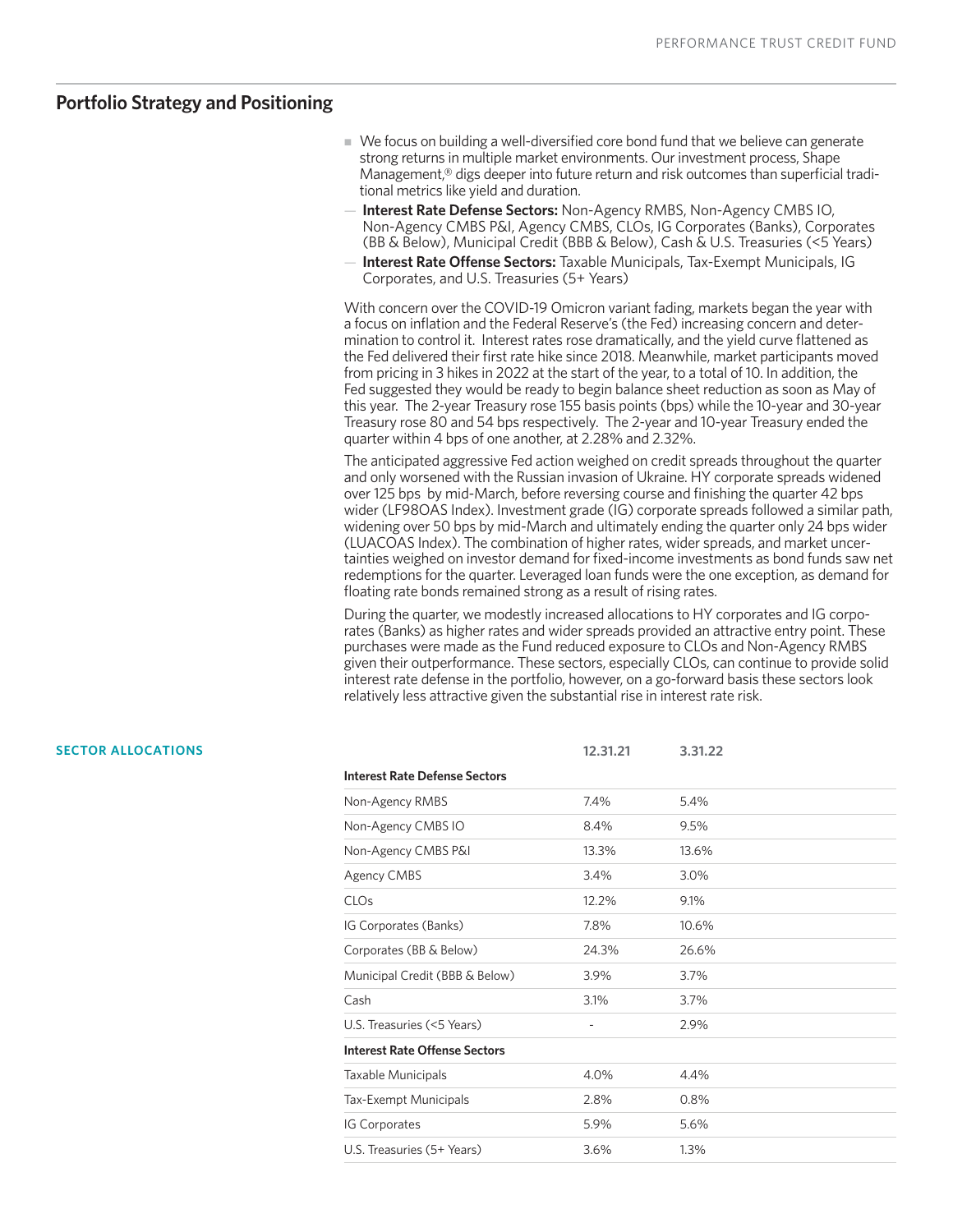## Portfolio Strategy and Positioning

- We focus on building a well-diversified core bond fund that we believe can generate strong returns in multiple market environments. Our investment process, Shape Management,® digs deeper into future return and risk outcomes than superficial traditional metrics like yield and duration.
  - **Interest Rate Defense Sectors:** Non-Agency RMBS, Non-Agency CMBS IO, Non-Agency CMBS P&I, Agency CMBS, CLOs, IG Corporates (Banks), Corporates (BB & Below), Municipal Credit (BBB & Below), Cash & U.S. Treasuries (<5 Years)
  - **Interest Rate Offense Sectors:** Taxable Municipals, Tax-Exempt Municipals, IG Corporates, and U.S. Treasuries (5+ Years)

With concern over the COVID-19 Omicron variant fading, markets began the year with a focus on inflation and the Federal Reserve's (the Fed) increasing concern and determination to control it. Interest rates rose dramatically, and the yield curve flattened as the Fed delivered their first rate hike since 2018. Meanwhile, market participants moved from pricing in 3 hikes in 2022 at the start of the year, to a total of 10. In addition, the Fed suggested they would be ready to begin balance sheet reduction as soon as May of this year. The 2-year Treasury rose 155 basis points (bps) while the 10-year and 30-year Treasury rose 80 and 54 bps respectively. The 2-year and 10-year Treasury ended the quarter within 4 bps of one another, at 2.28% and 2.32%.

The anticipated aggressive Fed action weighed on credit spreads throughout the quarter and only worsened with the Russian invasion of Ukraine. HY corporate spreads widened over 125 bps by mid-March, before reversing course and finishing the quarter 42 bps wider (LF98OAS Index). Investment grade (IG) corporate spreads followed a similar path, widening over 50 bps by mid-March and ultimately ending the quarter only 24 bps wider (LUACOAS Index). The combination of higher rates, wider spreads, and market uncertainties weighed on investor demand for fixed-income investments as bond funds saw net redemptions for the quarter. Leveraged loan funds were the one exception, as demand for floating rate bonds remained strong as a result of rising rates.

During the quarter, we modestly increased allocations to HY corporates and IG corporates (Banks) as higher rates and wider spreads provided an attractive entry point. These purchases were made as the Fund reduced exposure to CLOs and Non-Agency RMBS given their outperformance. These sectors, especially CLOs, can continue to provide solid interest rate defense in the portfolio, however, on a go-forward basis these sectors look relatively less attractive given the substantial rise in interest rate risk.

### SECTOR ALLOCATIONS

| | 12.31.21 | 3.31.22 |
|---|---|---|
| **Interest Rate Defense Sectors** | | |
| Non-Agency RMBS | 7.4% | 5.4% |
| Non-Agency CMBS IO | 8.4% | 9.5% |
| Non-Agency CMBS P&I | 13.3% | 13.6% |
| Agency CMBS | 3.4% | 3.0% |
| CLOs | 12.2% | 9.1% |
| IG Corporates (Banks) | 7.8% | 10.6% |
| Corporates (BB & Below) | 24.3% | 26.6% |
| Municipal Credit (BBB & Below) | 3.9% | 3.7% |
| Cash | 3.1% | 3.7% |
| U.S. Treasuries (<5 Years) | - | 2.9% |
| **Interest Rate Offense Sectors** | | |
| Taxable Municipals | 4.0% | 4.4% |
| Tax-Exempt Municipals | 2.8% | 0.8% |
| IG Corporates | 5.9% | 5.6% |
| U.S. Treasuries (5+ Years) | 3.6% | 1.3% |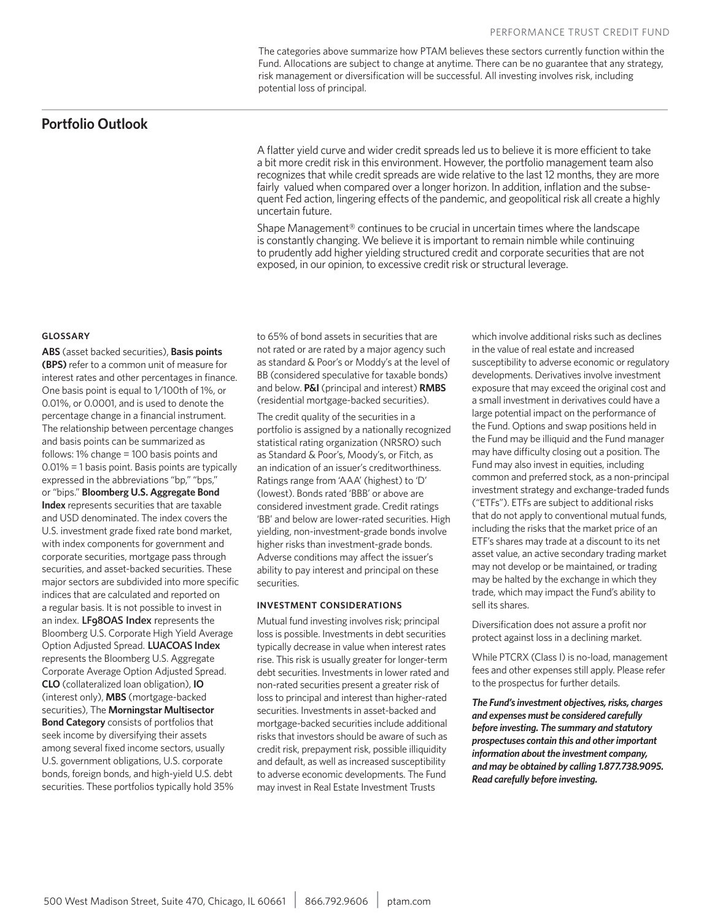The categories above summarize how PTAM believes these sectors currently function within the Fund. Allocations are subject to change at anytime. There can be no guarantee that any strategy, risk management or diversification will be successful. All investing involves risk, including potential loss of principal.

## Portfolio Outlook

A flatter yield curve and wider credit spreads led us to believe it is more efficient to take a bit more credit risk in this environment. However, the portfolio management team also recognizes that while credit spreads are wide relative to the last 12 months, they are more fairly valued when compared over a longer horizon. In addition, inflation and the subsequent Fed action, lingering effects of the pandemic, and geopolitical risk all create a highly uncertain future.

Shape Management® continues to be crucial in uncertain times where the landscape is constantly changing. We believe it is important to remain nimble while continuing to prudently add higher yielding structured credit and corporate securities that are not exposed, in our opinion, to excessive credit risk or structural leverage.

#### GLOSSARY

**ABS** (asset backed securities), **Basis points (BPS)** refer to a common unit of measure for interest rates and other percentages in finance. One basis point is equal to 1/100th of 1%, or 0.01%, or 0.0001, and is used to denote the percentage change in a financial instrument. The relationship between percentage changes and basis points can be summarized as follows: 1% change = 100 basis points and 0.01% = 1 basis point. Basis points are typically expressed in the abbreviations "bp," "bps," or "bips." **Bloomberg U.S. Aggregate Bond Index** represents securities that are taxable and USD denominated. The index covers the U.S. investment grade fixed rate bond market, with index components for government and corporate securities, mortgage pass through securities, and asset-backed securities. These major sectors are subdivided into more specific indices that are calculated and reported on a regular basis. It is not possible to invest in an index. **LF98OAS Index** represents the Bloomberg U.S. Corporate High Yield Average Option Adjusted Spread. **LUACOAS Index** represents the Bloomberg U.S. Aggregate Corporate Average Option Adjusted Spread. **CLO** (collateralized loan obligation), **IO** (interest only), **MBS** (mortgage-backed securities), The **Morningstar Multisector Bond Category** consists of portfolios that seek income by diversifying their assets among several fixed income sectors, usually U.S. government obligations, U.S. corporate bonds, foreign bonds, and high-yield U.S. debt securities. These portfolios typically hold 35% to 65% of bond assets in securities that are not rated or are rated by a major agency such as standard & Poor's or Moddy's at the level of BB (considered speculative for taxable bonds) and below. **P&I** (principal and interest) **RMBS** (residential mortgage-backed securities).

The credit quality of the securities in a portfolio is assigned by a nationally recognized statistical rating organization (NRSRO) such as Standard & Poor's, Moody's, or Fitch, as an indication of an issuer's creditworthiness. Ratings range from 'AAA' (highest) to 'D' (lowest). Bonds rated 'BBB' or above are considered investment grade. Credit ratings 'BB' and below are lower-rated securities. High yielding, non-investment-grade bonds involve higher risks than investment-grade bonds. Adverse conditions may affect the issuer's ability to pay interest and principal on these securities.

#### INVESTMENT CONSIDERATIONS

Mutual fund investing involves risk; principal loss is possible. Investments in debt securities typically decrease in value when interest rates rise. This risk is usually greater for longer-term debt securities. Investments in lower rated and non-rated securities present a greater risk of loss to principal and interest than higher-rated securities. Investments in asset-backed and mortgage-backed securities include additional risks that investors should be aware of such as credit risk, prepayment risk, possible illiquidity and default, as well as increased susceptibility to adverse economic developments. The Fund may invest in Real Estate Investment Trusts which involve additional risks such as declines in the value of real estate and increased susceptibility to adverse economic or regulatory developments. Derivatives involve investment exposure that may exceed the original cost and a small investment in derivatives could have a large potential impact on the performance of the Fund. Options and swap positions held in the Fund may be illiquid and the Fund manager may have difficulty closing out a position. The Fund may also invest in equities, including common and preferred stock, as a non-principal investment strategy and exchange-traded funds ("ETFs"). ETFs are subject to additional risks that do not apply to conventional mutual funds, including the risks that the market price of an ETF's shares may trade at a discount to its net asset value, an active secondary trading market may not develop or be maintained, or trading may be halted by the exchange in which they trade, which may impact the Fund's ability to sell its shares.

Diversification does not assure a profit nor protect against loss in a declining market.

While PTCRX (Class I) is no-load, management fees and other expenses still apply. Please refer to the prospectus for further details.

***The Fund's investment objectives, risks, charges and expenses must be considered carefully before investing. The summary and statutory prospectuses contain this and other important information about the investment company, and may be obtained by calling 1.877.738.9095. Read carefully before investing.***